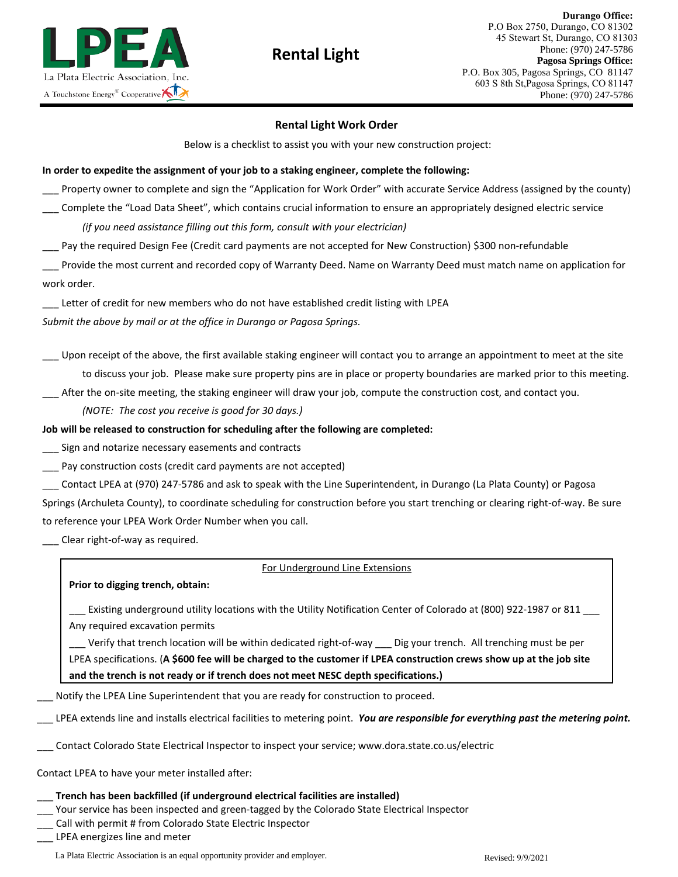LPEA
La Plata Electric Association, Inc.
A Touchstone Energy® Cooperative

# Rental Light

**Durango Office:**
P.O Box 2750, Durango, CO 81302
45 Stewart St, Durango, CO 81303
Phone: (970) 247-5786
**Pagosa Springs Office:**
P.O. Box 305, Pagosa Springs, CO 81147
603 S 8th St,Pagosa Springs, CO 81147
Phone: (970) 247-5786

## Rental Light Work Order

Below is a checklist to assist you with your new construction project:

**In order to expedite the assignment of your job to a staking engineer, complete the following:**

___ Property owner to complete and sign the "Application for Work Order" with accurate Service Address (assigned by the county)

___ Complete the "Load Data Sheet", which contains crucial information to ensure an appropriately designed electric service

*(if you need assistance filling out this form, consult with your electrician)*

___ Pay the required Design Fee (Credit card payments are not accepted for New Construction) $300 non-refundable

___ Provide the most current and recorded copy of Warranty Deed. Name on Warranty Deed must match name on application for work order.

___ Letter of credit for new members who do not have established credit listing with LPEA

*Submit the above by mail or at the office in Durango or Pagosa Springs.*

___ Upon receipt of the above, the first available staking engineer will contact you to arrange an appointment to meet at the site to discuss your job. Please make sure property pins are in place or property boundaries are marked prior to this meeting.

___ After the on-site meeting, the staking engineer will draw your job, compute the construction cost, and contact you.

*(NOTE: The cost you receive is good for 30 days.)*

**Job will be released to construction for scheduling after the following are completed:**

___ Sign and notarize necessary easements and contracts

___ Pay construction costs (credit card payments are not accepted)

___ Contact LPEA at (970) 247-5786 and ask to speak with the Line Superintendent, in Durango (La Plata County) or Pagosa Springs (Archuleta County), to coordinate scheduling for construction before you start trenching or clearing right-of-way. Be sure to reference your LPEA Work Order Number when you call.

___ Clear right-of-way as required.

<u>For Underground Line Extensions</u>

**Prior to digging trench, obtain:**

___ Existing underground utility locations with the Utility Notification Center of Colorado at (800) 922-1987 or 811 ___ Any required excavation permits

___ Verify that trench location will be within dedicated right-of-way ___ Dig your trench. All trenching must be per LPEA specifications. (**A $600 fee will be charged to the customer if LPEA construction crews show up at the job site and the trench is not ready or if trench does not meet NESC depth specifications.)**

___ Notify the LPEA Line Superintendent that you are ready for construction to proceed.

___ LPEA extends line and installs electrical facilities to metering point. ***You are responsible for everything past the metering point.***

___ Contact Colorado State Electrical Inspector to inspect your service; www.dora.state.co.us/electric

Contact LPEA to have your meter installed after:

___ **Trench has been backfilled (if underground electrical facilities are installed)**
___ Your service has been inspected and green-tagged by the Colorado State Electrical Inspector
___ Call with permit # from Colorado State Electric Inspector
___ LPEA energizes line and meter

La Plata Electric Association is an equal opportunity provider and employer.

Revised: 9/9/2021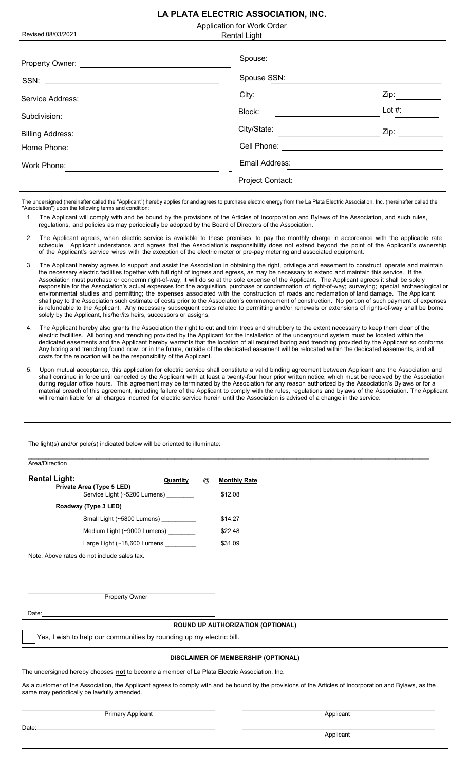# LA PLATA ELECTRIC ASSOCIATION, INC.

Application for Work Order

Revised 08/03/2021

Rental Light

| | |
|---|---|
| Property Owner: | Spouse: |
| SSN: | Spouse SSN: |
| Service Address: | City: Zip: |
| Subdivision: | Block: Lot #: |
| Billing Address: | City/State: Zip: |
| Home Phone: | Cell Phone: |
| Work Phone: | Email Address: |
| | Project Contact: |

The undersigned (hereinafter called the "Applicant") hereby applies for and agrees to purchase electric energy from the La Plata Electric Association, Inc. (hereinafter called the "Association") upon the following terms and condition:

1. The Applicant will comply with and be bound by the provisions of the Articles of Incorporation and Bylaws of the Association, and such rules, regulations, and policies as may periodically be adopted by the Board of Directors of the Association.

2. The Applicant agrees, when electric service is available to these premises, to pay the monthly charge in accordance with the applicable rate schedule. Applicant understands and agrees that the Association's responsibility does not extend beyond the point of the Applicant's ownership of the Applicant's service wires with the exception of the electric meter or pre-pay metering and associated equipment.

3. The Applicant hereby agrees to support and assist the Association in obtaining the right, privilege and easement to construct, operate and maintain the necessary electric facilities together with full right of ingress and egress, as may be necessary to extend and maintain this service. If the Association must purchase or condemn right-of-way, it will do so at the sole expense of the Applicant. The Applicant agrees it shall be solely responsible for the Association's actual expenses for: the acquisition, purchase or condemnation of right-of-way; surveying; special archaeological or environmental studies and permitting; the expenses associated with the construction of roads and reclamation of land damage. The Applicant shall pay to the Association such estimate of costs prior to the Association's commencement of construction. No portion of such payment of expenses is refundable to the Applicant. Any necessary subsequent costs related to permitting and/or renewals or extensions of rights-of-way shall be borne solely by the Applicant, his/her/its heirs, successors or assigns.

4. The Applicant hereby also grants the Association the right to cut and trim trees and shrubbery to the extent necessary to keep them clear of the electric facilities. All boring and trenching provided by the Applicant for the installation of the underground system must be located within the dedicated easements and the Applicant hereby warrants that the location of all required boring and trenching provided by the Applicant so conforms. Any boring and trenching found now, or in the future, outside of the dedicated easement will be relocated within the dedicated easements, and all costs for the relocation will be the responsibility of the Applicant.

5. Upon mutual acceptance, this application for electric service shall constitute a valid binding agreement between Applicant and the Association and shall continue in force until canceled by the Applicant with at least a twenty-four hour prior written notice, which must be received by the Association during regular office hours. This agreement may be terminated by the Association for any reason authorized by the Association's Bylaws or for a material breach of this agreement, including failure of the Applicant to comply with the rules, regulations and bylaws of the Association. The Applicant will remain liable for all charges incurred for electric service herein until the Association is advised of a change in the service.

The light(s) and/or pole(s) indicated below will be oriented to illuminate:

Area/Direction

| Rental Light: | Quantity | @ | Monthly Rate |
|---|---|---|---|
| **Private Area (Type 5 LED)** | | | |
| Service Light (~5200 Lumens) | ________ | | $12.08 |
| **Roadway (Type 3 LED)** | | | |
| Small Light (~5800 Lumens) | ________ | | $14.27 |
| Medium Light (~9000 Lumens) | ________ | | $22.48 |
| Large Light (~18,600 Lumens | ________ | | $31.09 |

Note: Above rates do not include sales tax.

Property Owner

Date:

**ROUND UP AUTHORIZATION (OPTIONAL)**

☐ Yes, I wish to help our communities by rounding up my electric bill.

**DISCLAIMER OF MEMBERSHIP (OPTIONAL)**

The undersigned hereby chooses **not** to become a member of La Plata Electric Association, Inc.

As a customer of the Association, the Applicant agrees to comply with and be bound by the provisions of the Articles of Incorporation and Bylaws, as the same may periodically be lawfully amended.

Primary Applicant

Applicant

Date:

Applicant